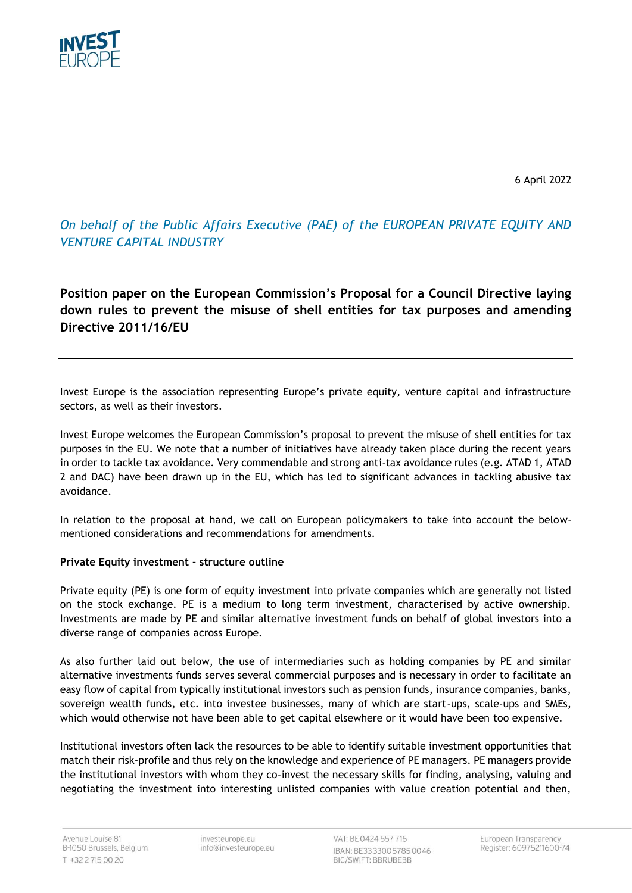6 April 2022

*On behalf of the Public Affairs Executive (PAE) of the EUROPEAN PRIVATE EQUITY AND VENTURE CAPITAL INDUSTRY*

# Position paper on the European Commission's Proposal for a Council Directive laying down rules to prevent the misuse of shell entities for tax purposes and amending Directive 2011/16/EU

---

Invest Europe is the association representing Europe's private equity, venture capital and infrastructure sectors, as well as their investors.

Invest Europe welcomes the European Commission's proposal to prevent the misuse of shell entities for tax purposes in the EU. We note that a number of initiatives have already taken place during the recent years in order to tackle tax avoidance. Very commendable and strong anti-tax avoidance rules (e.g. ATAD 1, ATAD 2 and DAC) have been drawn up in the EU, which has led to significant advances in tackling abusive tax avoidance.

In relation to the proposal at hand, we call on European policymakers to take into account the below-mentioned considerations and recommendations for amendments.

**Private Equity investment - structure outline**

Private equity (PE) is one form of equity investment into private companies which are generally not listed on the stock exchange. PE is a medium to long term investment, characterised by active ownership. Investments are made by PE and similar alternative investment funds on behalf of global investors into a diverse range of companies across Europe.

As also further laid out below, the use of intermediaries such as holding companies by PE and similar alternative investments funds serves several commercial purposes and is necessary in order to facilitate an easy flow of capital from typically institutional investors such as pension funds, insurance companies, banks, sovereign wealth funds, etc. into investee businesses, many of which are start-ups, scale-ups and SMEs, which would otherwise not have been able to get capital elsewhere or it would have been too expensive.

Institutional investors often lack the resources to be able to identify suitable investment opportunities that match their risk-profile and thus rely on the knowledge and experience of PE managers. PE managers provide the institutional investors with whom they co-invest the necessary skills for finding, analysing, valuing and negotiating the investment into interesting unlisted companies with value creation potential and then,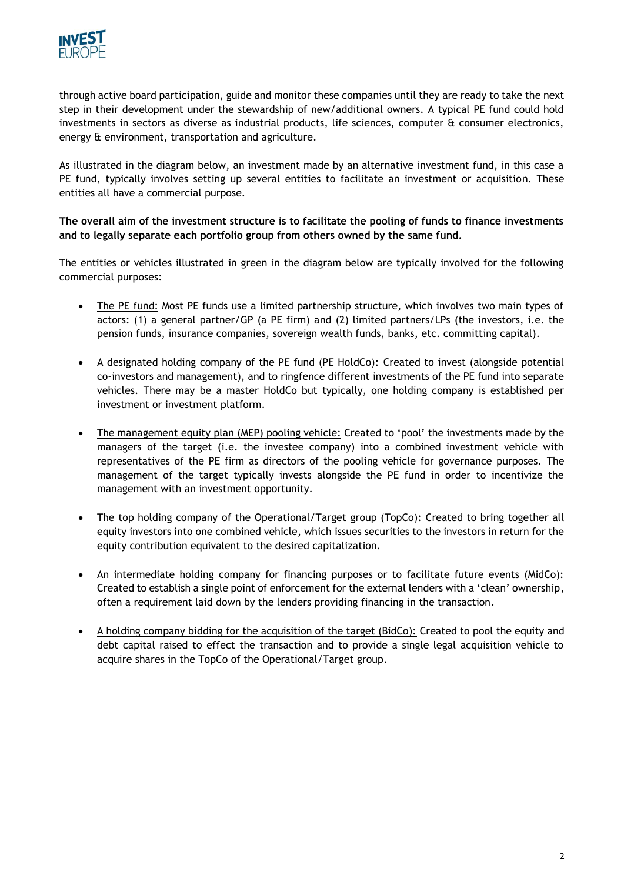through active board participation, guide and monitor these companies until they are ready to take the next step in their development under the stewardship of new/additional owners. A typical PE fund could hold investments in sectors as diverse as industrial products, life sciences, computer & consumer electronics, energy & environment, transportation and agriculture.

As illustrated in the diagram below, an investment made by an alternative investment fund, in this case a PE fund, typically involves setting up several entities to facilitate an investment or acquisition. These entities all have a commercial purpose.

**The overall aim of the investment structure is to facilitate the pooling of funds to finance investments and to legally separate each portfolio group from others owned by the same fund.**

The entities or vehicles illustrated in green in the diagram below are typically involved for the following commercial purposes:

- The PE fund: Most PE funds use a limited partnership structure, which involves two main types of actors: (1) a general partner/GP (a PE firm) and (2) limited partners/LPs (the investors, i.e. the pension funds, insurance companies, sovereign wealth funds, banks, etc. committing capital).
- A designated holding company of the PE fund (PE HoldCo): Created to invest (alongside potential co-investors and management), and to ringfence different investments of the PE fund into separate vehicles. There may be a master HoldCo but typically, one holding company is established per investment or investment platform.
- The management equity plan (MEP) pooling vehicle: Created to 'pool' the investments made by the managers of the target (i.e. the investee company) into a combined investment vehicle with representatives of the PE firm as directors of the pooling vehicle for governance purposes. The management of the target typically invests alongside the PE fund in order to incentivize the management with an investment opportunity.
- The top holding company of the Operational/Target group (TopCo): Created to bring together all equity investors into one combined vehicle, which issues securities to the investors in return for the equity contribution equivalent to the desired capitalization.
- An intermediate holding company for financing purposes or to facilitate future events (MidCo): Created to establish a single point of enforcement for the external lenders with a 'clean' ownership, often a requirement laid down by the lenders providing financing in the transaction.
- A holding company bidding for the acquisition of the target (BidCo): Created to pool the equity and debt capital raised to effect the transaction and to provide a single legal acquisition vehicle to acquire shares in the TopCo of the Operational/Target group.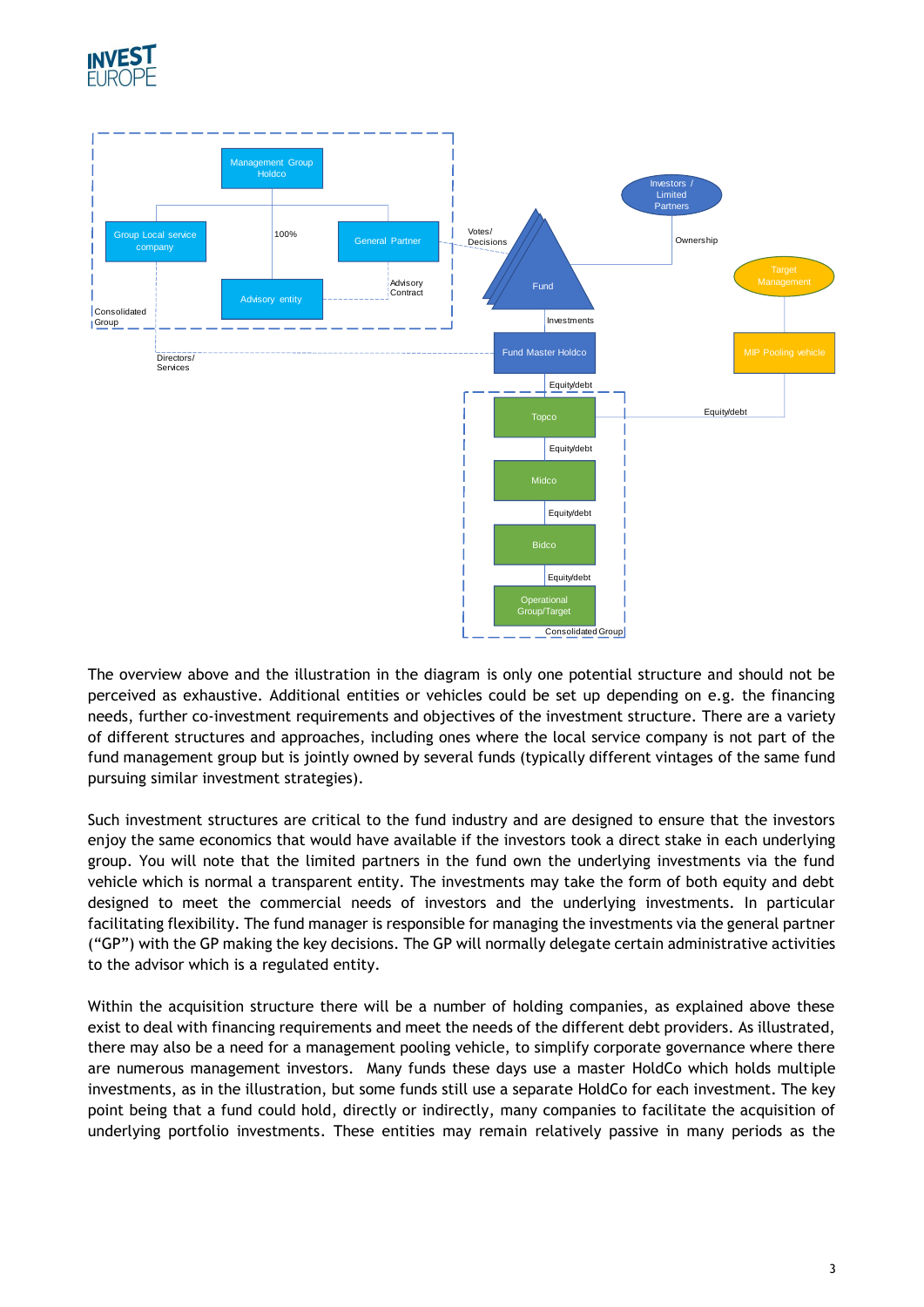The overview above and the illustration in the diagram is only one potential structure and should not be perceived as exhaustive. Additional entities or vehicles could be set up depending on e.g. the financing needs, further co-investment requirements and objectives of the investment structure. There are a variety of different structures and approaches, including ones where the local service company is not part of the fund management group but is jointly owned by several funds (typically different vintages of the same fund pursuing similar investment strategies).

Such investment structures are critical to the fund industry and are designed to ensure that the investors enjoy the same economics that would have available if the investors took a direct stake in each underlying group. You will note that the limited partners in the fund own the underlying investments via the fund vehicle which is normal a transparent entity. The investments may take the form of both equity and debt designed to meet the commercial needs of investors and the underlying investments. In particular facilitating flexibility. The fund manager is responsible for managing the investments via the general partner ("GP") with the GP making the key decisions. The GP will normally delegate certain administrative activities to the advisor which is a regulated entity.

Within the acquisition structure there will be a number of holding companies, as explained above these exist to deal with financing requirements and meet the needs of the different debt providers. As illustrated, there may also be a need for a management pooling vehicle, to simplify corporate governance where there are numerous management investors. Many funds these days use a master HoldCo which holds multiple investments, as in the illustration, but some funds still use a separate HoldCo for each investment. The key point being that a fund could hold, directly or indirectly, many companies to facilitate the acquisition of underlying portfolio investments. These entities may remain relatively passive in many periods as the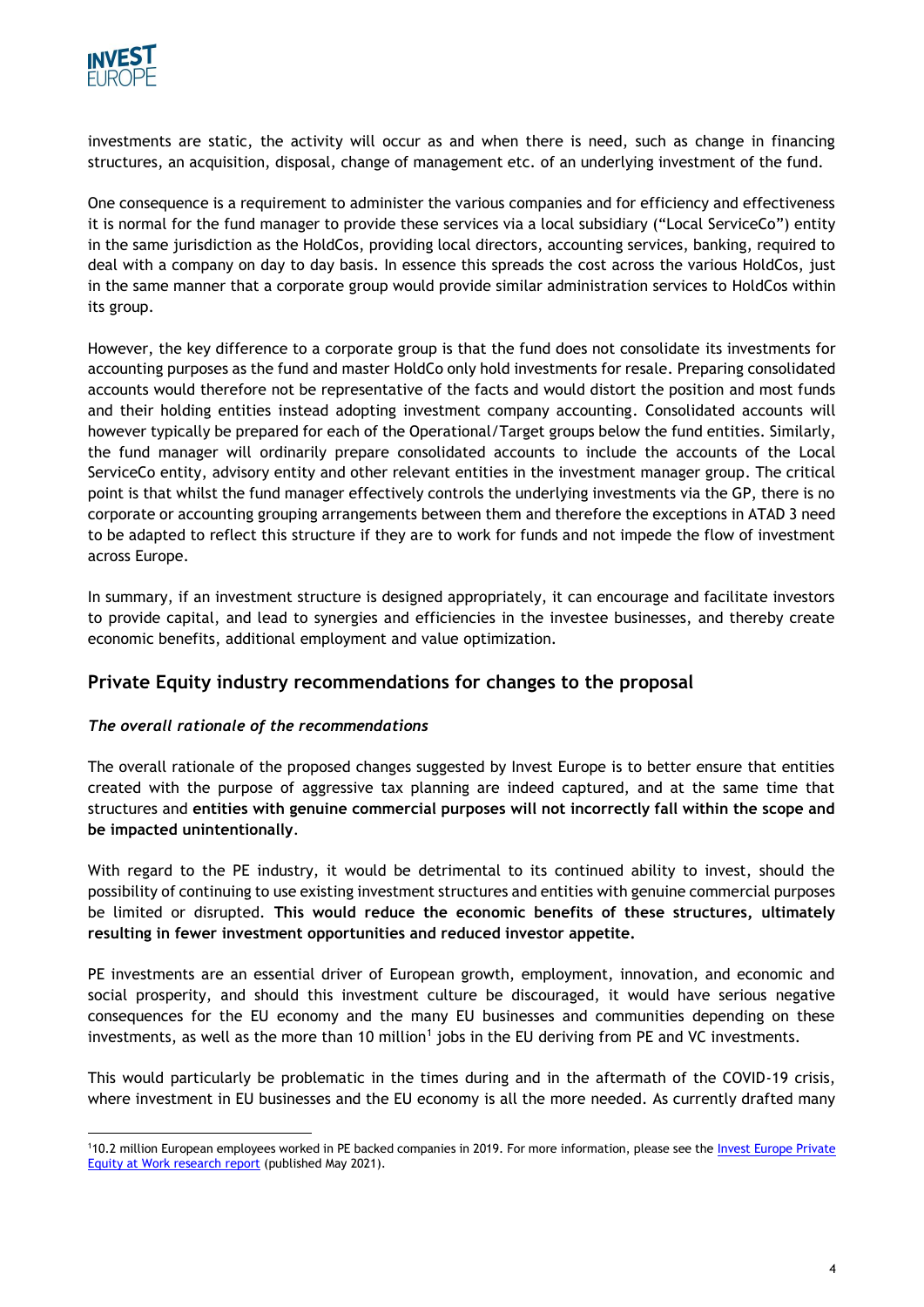investments are static, the activity will occur as and when there is need, such as change in financing structures, an acquisition, disposal, change of management etc. of an underlying investment of the fund.

One consequence is a requirement to administer the various companies and for efficiency and effectiveness it is normal for the fund manager to provide these services via a local subsidiary ("Local ServiceCo") entity in the same jurisdiction as the HoldCos, providing local directors, accounting services, banking, required to deal with a company on day to day basis. In essence this spreads the cost across the various HoldCos, just in the same manner that a corporate group would provide similar administration services to HoldCos within its group.

However, the key difference to a corporate group is that the fund does not consolidate its investments for accounting purposes as the fund and master HoldCo only hold investments for resale. Preparing consolidated accounts would therefore not be representative of the facts and would distort the position and most funds and their holding entities instead adopting investment company accounting. Consolidated accounts will however typically be prepared for each of the Operational/Target groups below the fund entities. Similarly, the fund manager will ordinarily prepare consolidated accounts to include the accounts of the Local ServiceCo entity, advisory entity and other relevant entities in the investment manager group. The critical point is that whilst the fund manager effectively controls the underlying investments via the GP, there is no corporate or accounting grouping arrangements between them and therefore the exceptions in ATAD 3 need to be adapted to reflect this structure if they are to work for funds and not impede the flow of investment across Europe.

In summary, if an investment structure is designed appropriately, it can encourage and facilitate investors to provide capital, and lead to synergies and efficiencies in the investee businesses, and thereby create economic benefits, additional employment and value optimization.

## Private Equity industry recommendations for changes to the proposal

### *The overall rationale of the recommendations*

The overall rationale of the proposed changes suggested by Invest Europe is to better ensure that entities created with the purpose of aggressive tax planning are indeed captured, and at the same time that structures and **entities with genuine commercial purposes will not incorrectly fall within the scope and be impacted unintentionally**.

With regard to the PE industry, it would be detrimental to its continued ability to invest, should the possibility of continuing to use existing investment structures and entities with genuine commercial purposes be limited or disrupted. **This would reduce the economic benefits of these structures, ultimately resulting in fewer investment opportunities and reduced investor appetite.**

PE investments are an essential driver of European growth, employment, innovation, and economic and social prosperity, and should this investment culture be discouraged, it would have serious negative consequences for the EU economy and the many EU businesses and communities depending on these investments, as well as the more than 10 million[1] jobs in the EU deriving from PE and VC investments.

This would particularly be problematic in the times during and in the aftermath of the COVID-19 crisis, where investment in EU businesses and the EU economy is all the more needed. As currently drafted many

[1] 10.2 million European employees worked in PE backed companies in 2019. For more information, please see the Invest Europe Private Equity at Work research report (published May 2021).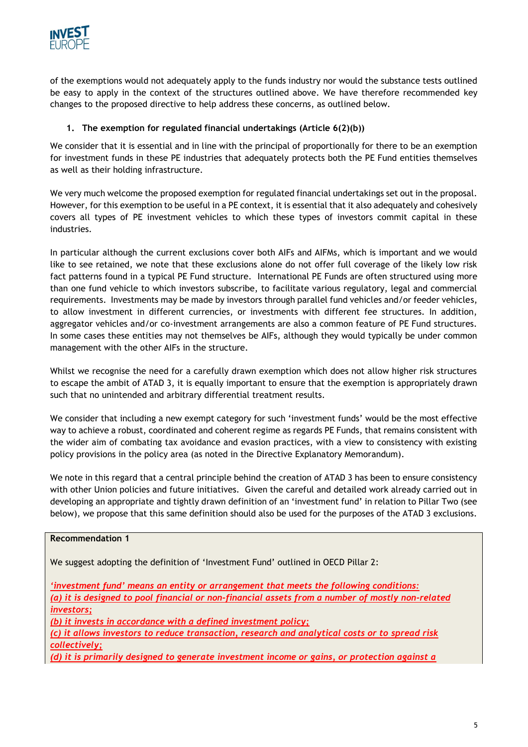of the exemptions would not adequately apply to the funds industry nor would the substance tests outlined be easy to apply in the context of the structures outlined above. We have therefore recommended key changes to the proposed directive to help address these concerns, as outlined below.

1. **The exemption for regulated financial undertakings (Article 6(2)(b))**

We consider that it is essential and in line with the principal of proportionally for there to be an exemption for investment funds in these PE industries that adequately protects both the PE Fund entities themselves as well as their holding infrastructure.

We very much welcome the proposed exemption for regulated financial undertakings set out in the proposal. However, for this exemption to be useful in a PE context, it is essential that it also adequately and cohesively covers all types of PE investment vehicles to which these types of investors commit capital in these industries.

In particular although the current exclusions cover both AIFs and AIFMs, which is important and we would like to see retained, we note that these exclusions alone do not offer full coverage of the likely low risk fact patterns found in a typical PE Fund structure. International PE Funds are often structured using more than one fund vehicle to which investors subscribe, to facilitate various regulatory, legal and commercial requirements. Investments may be made by investors through parallel fund vehicles and/or feeder vehicles, to allow investment in different currencies, or investments with different fee structures. In addition, aggregator vehicles and/or co-investment arrangements are also a common feature of PE Fund structures. In some cases these entities may not themselves be AIFs, although they would typically be under common management with the other AIFs in the structure.

Whilst we recognise the need for a carefully drawn exemption which does not allow higher risk structures to escape the ambit of ATAD 3, it is equally important to ensure that the exemption is appropriately drawn such that no unintended and arbitrary differential treatment results.

We consider that including a new exempt category for such 'investment funds' would be the most effective way to achieve a robust, coordinated and coherent regime as regards PE Funds, that remains consistent with the wider aim of combating tax avoidance and evasion practices, with a view to consistency with existing policy provisions in the policy area (as noted in the Directive Explanatory Memorandum).

We note in this regard that a central principle behind the creation of ATAD 3 has been to ensure consistency with other Union policies and future initiatives. Given the careful and detailed work already carried out in developing an appropriate and tightly drawn definition of an 'investment fund' in relation to Pillar Two (see below), we propose that this same definition should also be used for the purposes of the ATAD 3 exclusions.

**Recommendation 1**

We suggest adopting the definition of 'Investment Fund' outlined in OECD Pillar 2:

*'investment fund' means an entity or arrangement that meets the following conditions:*
*(a) it is designed to pool financial or non-financial assets from a number of mostly non-related investors;*
*(b) it invests in accordance with a defined investment policy;*
*(c) it allows investors to reduce transaction, research and analytical costs or to spread risk collectively;*
*(d) it is primarily designed to generate investment income or gains, or protection against a*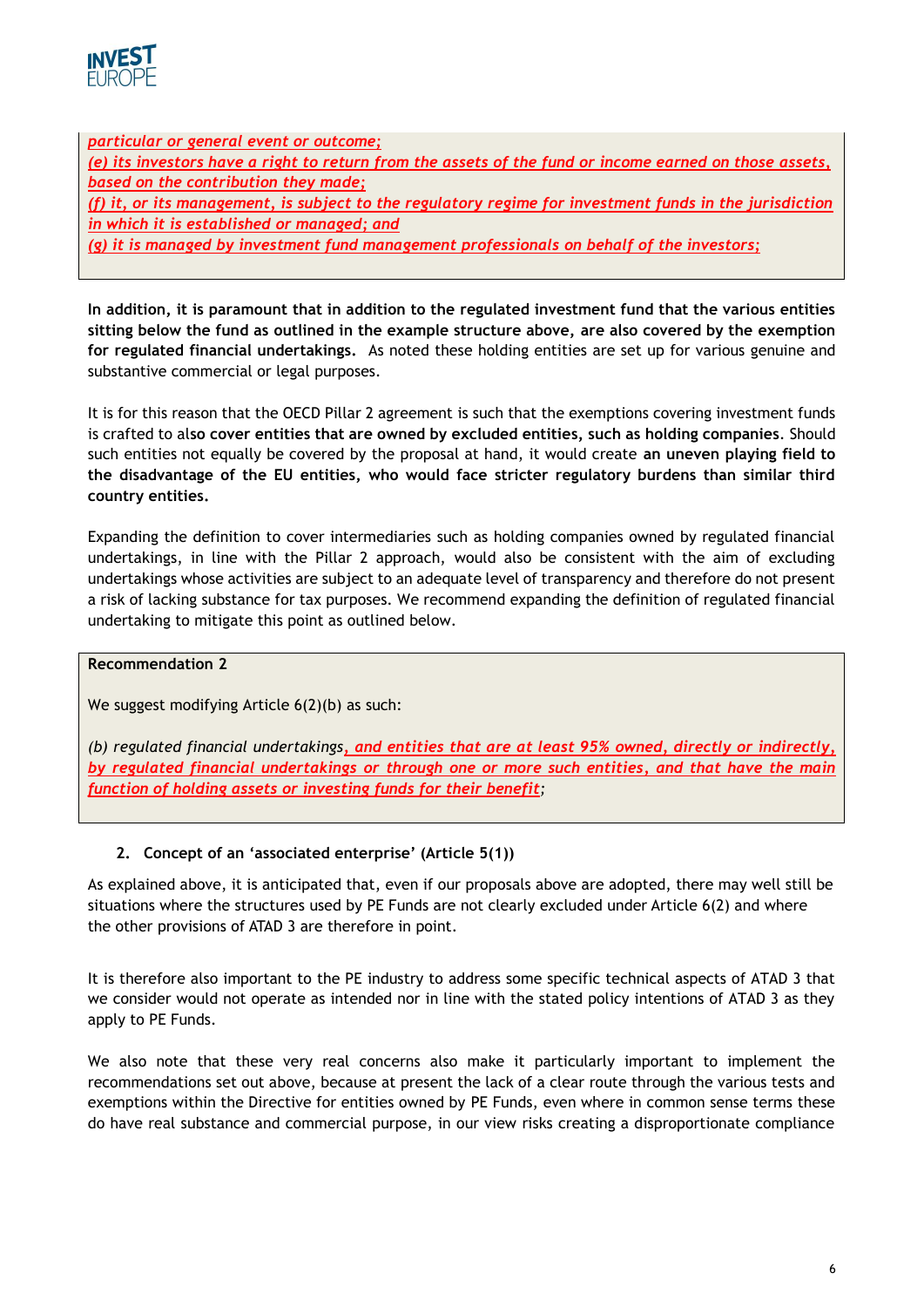*particular or general event or outcome;*
*(e) its investors have a right to return from the assets of the fund or income earned on those assets, based on the contribution they made;*
*(f) it, or its management, is subject to the regulatory regime for investment funds in the jurisdiction in which it is established or managed; and*
*(g) it is managed by investment fund management professionals on behalf of the investors;*

**In addition, it is paramount that in addition to the regulated investment fund that the various entities sitting below the fund as outlined in the example structure above, are also covered by the exemption for regulated financial undertakings.** As noted these holding entities are set up for various genuine and substantive commercial or legal purposes.

It is for this reason that the OECD Pillar 2 agreement is such that the exemptions covering investment funds is crafted to al**so cover entities that are owned by excluded entities, such as holding companies**. Should such entities not equally be covered by the proposal at hand, it would create **an uneven playing field to the disadvantage of the EU entities, who would face stricter regulatory burdens than similar third country entities.**

Expanding the definition to cover intermediaries such as holding companies owned by regulated financial undertakings, in line with the Pillar 2 approach, would also be consistent with the aim of excluding undertakings whose activities are subject to an adequate level of transparency and therefore do not present a risk of lacking substance for tax purposes. We recommend expanding the definition of regulated financial undertaking to mitigate this point as outlined below.

**Recommendation 2**

We suggest modifying Article 6(2)(b) as such:

*(b) regulated financial undertakings, and entities that are at least 95% owned, directly or indirectly, by regulated financial undertakings or through one or more such entities, and that have the main function of holding assets or investing funds for their benefit;*

## 2. Concept of an 'associated enterprise' (Article 5(1))

As explained above, it is anticipated that, even if our proposals above are adopted, there may well still be situations where the structures used by PE Funds are not clearly excluded under Article 6(2) and where the other provisions of ATAD 3 are therefore in point.

It is therefore also important to the PE industry to address some specific technical aspects of ATAD 3 that we consider would not operate as intended nor in line with the stated policy intentions of ATAD 3 as they apply to PE Funds.

We also note that these very real concerns also make it particularly important to implement the recommendations set out above, because at present the lack of a clear route through the various tests and exemptions within the Directive for entities owned by PE Funds, even where in common sense terms these do have real substance and commercial purpose, in our view risks creating a disproportionate compliance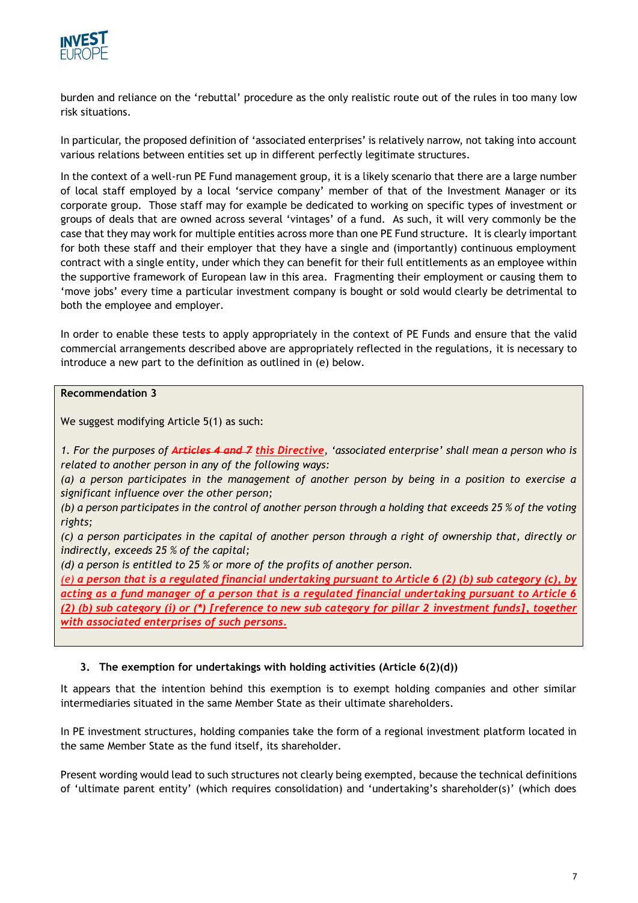burden and reliance on the 'rebuttal' procedure as the only realistic route out of the rules in too many low risk situations.

In particular, the proposed definition of 'associated enterprises' is relatively narrow, not taking into account various relations between entities set up in different perfectly legitimate structures.

In the context of a well-run PE Fund management group, it is a likely scenario that there are a large number of local staff employed by a local 'service company' member of that of the Investment Manager or its corporate group. Those staff may for example be dedicated to working on specific types of investment or groups of deals that are owned across several 'vintages' of a fund. As such, it will very commonly be the case that they may work for multiple entities across more than one PE Fund structure. It is clearly important for both these staff and their employer that they have a single and (importantly) continuous employment contract with a single entity, under which they can benefit for their full entitlements as an employee within the supportive framework of European law in this area. Fragmenting their employment or causing them to 'move jobs' every time a particular investment company is bought or sold would clearly be detrimental to both the employee and employer.

In order to enable these tests to apply appropriately in the context of PE Funds and ensure that the valid commercial arrangements described above are appropriately reflected in the regulations, it is necessary to introduce a new part to the definition as outlined in (e) below.

> **Recommendation 3**
>
> We suggest modifying Article 5(1) as such:
>
> *1. For the purposes of ~~**Articles 4 and 7**~~ **this Directive**, 'associated enterprise' shall mean a person who is related to another person in any of the following ways:*
> *(a) a person participates in the management of another person by being in a position to exercise a significant influence over the other person;*
> *(b) a person participates in the control of another person through a holding that exceeds 25 % of the voting rights;*
> *(c) a person participates in the capital of another person through a right of ownership that, directly or indirectly, exceeds 25 % of the capital;*
> *(d) a person is entitled to 25 % or more of the profits of another person.*
> *(e) **a person that is a regulated financial undertaking pursuant to Article 6 (2) (b) sub category (c), by acting as a fund manager of a person that is a regulated financial undertaking pursuant to Article 6 (2) (b) sub category (i) or (\*) [reference to new sub category for pillar 2 investment funds], together with associated enterprises of such persons.***

### 3. The exemption for undertakings with holding activities (Article 6(2)(d))

It appears that the intention behind this exemption is to exempt holding companies and other similar intermediaries situated in the same Member State as their ultimate shareholders.

In PE investment structures, holding companies take the form of a regional investment platform located in the same Member State as the fund itself, its shareholder.

Present wording would lead to such structures not clearly being exempted, because the technical definitions of 'ultimate parent entity' (which requires consolidation) and 'undertaking's shareholder(s)' (which does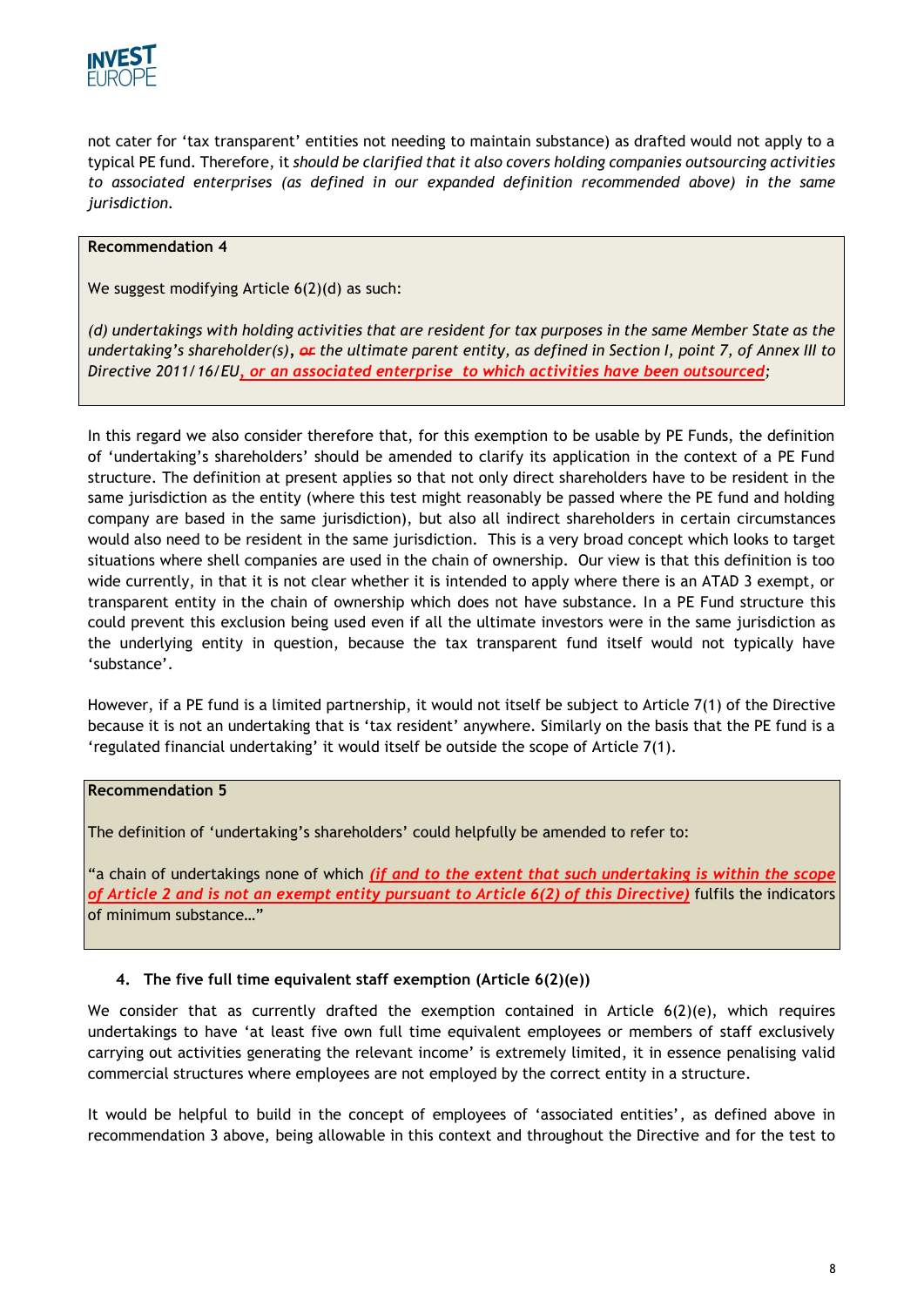not cater for 'tax transparent' entities not needing to maintain substance) as drafted would not apply to a typical PE fund. Therefore, it *should be clarified that it also covers holding companies outsourcing activities to associated enterprises (as defined in our expanded definition recommended above) in the same jurisdiction.*

> **Recommendation 4**
>
> We suggest modifying Article 6(2)(d) as such:
>
> *(d) undertakings with holding activities that are resident for tax purposes in the same Member State as the undertaking's shareholder(s), ~~or~~ the ultimate parent entity, as defined in Section I, point 7, of Annex III to Directive 2011/16/EU, **or an associated enterprise to which activities have been outsourced**;*

In this regard we also consider therefore that, for this exemption to be usable by PE Funds, the definition of 'undertaking's shareholders' should be amended to clarify its application in the context of a PE Fund structure. The definition at present applies so that not only direct shareholders have to be resident in the same jurisdiction as the entity (where this test might reasonably be passed where the PE fund and holding company are based in the same jurisdiction), but also all indirect shareholders in certain circumstances would also need to be resident in the same jurisdiction. This is a very broad concept which looks to target situations where shell companies are used in the chain of ownership. Our view is that this definition is too wide currently, in that it is not clear whether it is intended to apply where there is an ATAD 3 exempt, or transparent entity in the chain of ownership which does not have substance. In a PE Fund structure this could prevent this exclusion being used even if all the ultimate investors were in the same jurisdiction as the underlying entity in question, because the tax transparent fund itself would not typically have 'substance'.

However, if a PE fund is a limited partnership, it would not itself be subject to Article 7(1) of the Directive because it is not an undertaking that is 'tax resident' anywhere. Similarly on the basis that the PE fund is a 'regulated financial undertaking' it would itself be outside the scope of Article 7(1).

> **Recommendation 5**
>
> The definition of 'undertaking's shareholders' could helpfully be amended to refer to:
>
> "a chain of undertakings none of which ***(if and to the extent that such undertaking is within the scope of Article 2 and is not an exempt entity pursuant to Article 6(2) of this Directive)*** fulfils the indicators of minimum substance…"

#### 4. The five full time equivalent staff exemption (Article 6(2)(e))

We consider that as currently drafted the exemption contained in Article 6(2)(e), which requires undertakings to have 'at least five own full time equivalent employees or members of staff exclusively carrying out activities generating the relevant income' is extremely limited, it in essence penalising valid commercial structures where employees are not employed by the correct entity in a structure.

It would be helpful to build in the concept of employees of 'associated entities', as defined above in recommendation 3 above, being allowable in this context and throughout the Directive and for the test to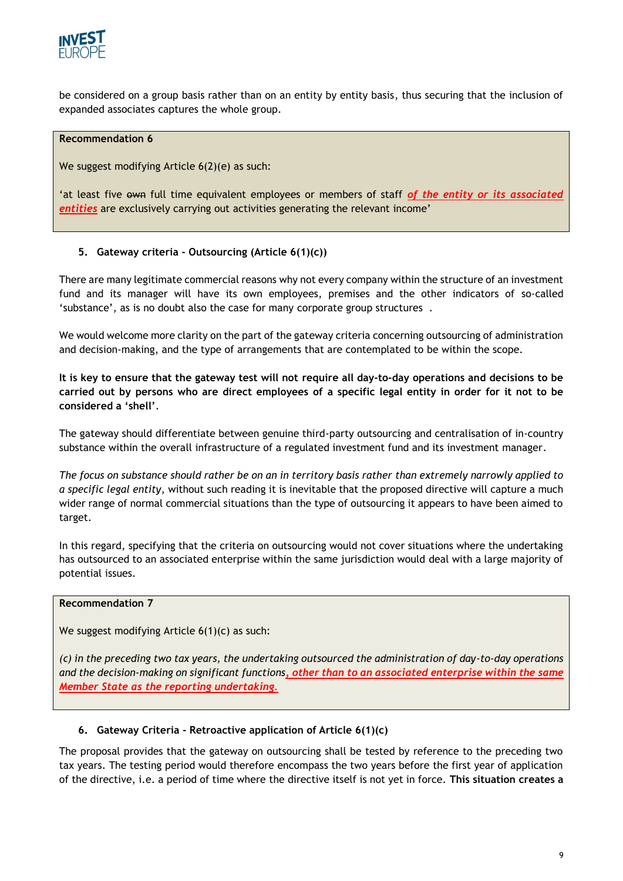be considered on a group basis rather than on an entity by entity basis, thus securing that the inclusion of expanded associates captures the whole group.

> **Recommendation 6**
>
> We suggest modifying Article 6(2)(e) as such:
>
> 'at least five ~~own~~ full time equivalent employees or members of staff ***of the entity or its associated entities*** are exclusively carrying out activities generating the relevant income'

## 5. Gateway criteria - Outsourcing (Article 6(1)(c))

There are many legitimate commercial reasons why not every company within the structure of an investment fund and its manager will have its own employees, premises and the other indicators of so-called 'substance', as is no doubt also the case for many corporate group structures .

We would welcome more clarity on the part of the gateway criteria concerning outsourcing of administration and decision-making, and the type of arrangements that are contemplated to be within the scope.

**It is key to ensure that the gateway test will not require all day-to-day operations and decisions to be carried out by persons who are direct employees of a specific legal entity in order for it not to be considered a 'shell'.**

The gateway should differentiate between genuine third-party outsourcing and centralisation of in-country substance within the overall infrastructure of a regulated investment fund and its investment manager.

*The focus on substance should rather be on an in territory basis rather than extremely narrowly applied to a specific legal entity*, without such reading it is inevitable that the proposed directive will capture a much wider range of normal commercial situations than the type of outsourcing it appears to have been aimed to target.

In this regard, specifying that the criteria on outsourcing would not cover situations where the undertaking has outsourced to an associated enterprise within the same jurisdiction would deal with a large majority of potential issues.

> **Recommendation 7**
>
> We suggest modifying Article 6(1)(c) as such:
>
> *(c) in the preceding two tax years, the undertaking outsourced the administration of day-to-day operations and the decision-making on significant functions**, other than to an associated enterprise within the same Member State as the reporting undertaking.***

## 6. Gateway Criteria - Retroactive application of Article 6(1)(c)

The proposal provides that the gateway on outsourcing shall be tested by reference to the preceding two tax years. The testing period would therefore encompass the two years before the first year of application of the directive, i.e. a period of time where the directive itself is not yet in force. **This situation creates a**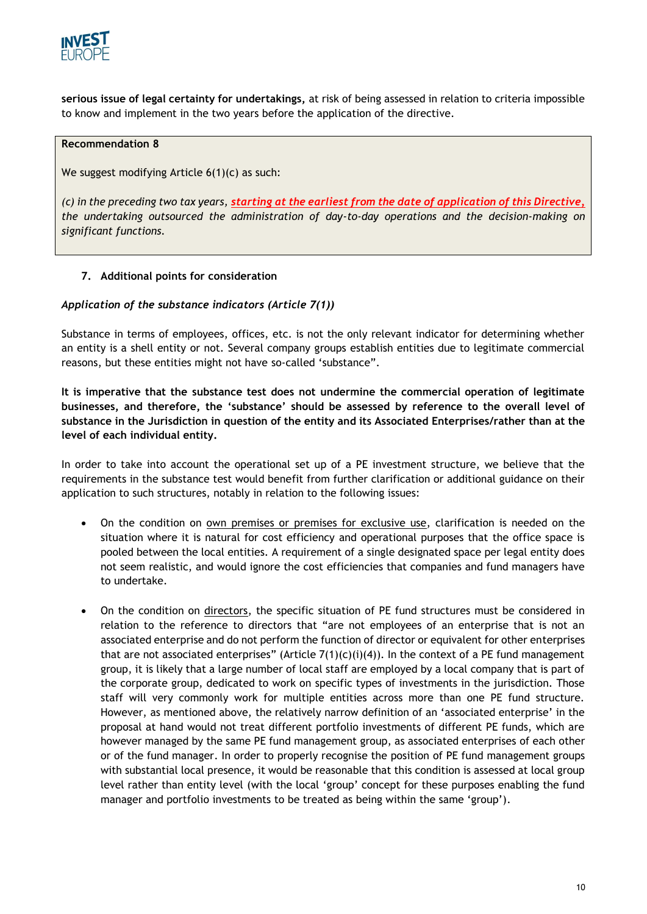**serious issue of legal certainty for undertakings,** at risk of being assessed in relation to criteria impossible to know and implement in the two years before the application of the directive.

> **Recommendation 8**
>
> We suggest modifying Article 6(1)(c) as such:
>
> *(c) in the preceding two tax years, **starting at the earliest from the date of application of this Directive,** the undertaking outsourced the administration of day-to-day operations and the decision-making on significant functions.*

## 7. Additional points for consideration

*Application of the substance indicators (Article 7(1))*

Substance in terms of employees, offices, etc. is not the only relevant indicator for determining whether an entity is a shell entity or not. Several company groups establish entities due to legitimate commercial reasons, but these entities might not have so-called 'substance".

**It is imperative that the substance test does not undermine the commercial operation of legitimate businesses, and therefore, the 'substance' should be assessed by reference to the overall level of substance in the Jurisdiction in question of the entity and its Associated Enterprises/rather than at the level of each individual entity.**

In order to take into account the operational set up of a PE investment structure, we believe that the requirements in the substance test would benefit from further clarification or additional guidance on their application to such structures, notably in relation to the following issues:

- On the condition on own premises or premises for exclusive use, clarification is needed on the situation where it is natural for cost efficiency and operational purposes that the office space is pooled between the local entities. A requirement of a single designated space per legal entity does not seem realistic, and would ignore the cost efficiencies that companies and fund managers have to undertake.

- On the condition on directors, the specific situation of PE fund structures must be considered in relation to the reference to directors that "are not employees of an enterprise that is not an associated enterprise and do not perform the function of director or equivalent for other enterprises that are not associated enterprises" (Article 7(1)(c)(i)(4)). In the context of a PE fund management group, it is likely that a large number of local staff are employed by a local company that is part of the corporate group, dedicated to work on specific types of investments in the jurisdiction. Those staff will very commonly work for multiple entities across more than one PE fund structure. However, as mentioned above, the relatively narrow definition of an 'associated enterprise' in the proposal at hand would not treat different portfolio investments of different PE funds, which are however managed by the same PE fund management group, as associated enterprises of each other or of the fund manager. In order to properly recognise the position of PE fund management groups with substantial local presence, it would be reasonable that this condition is assessed at local group level rather than entity level (with the local 'group' concept for these purposes enabling the fund manager and portfolio investments to be treated as being within the same 'group').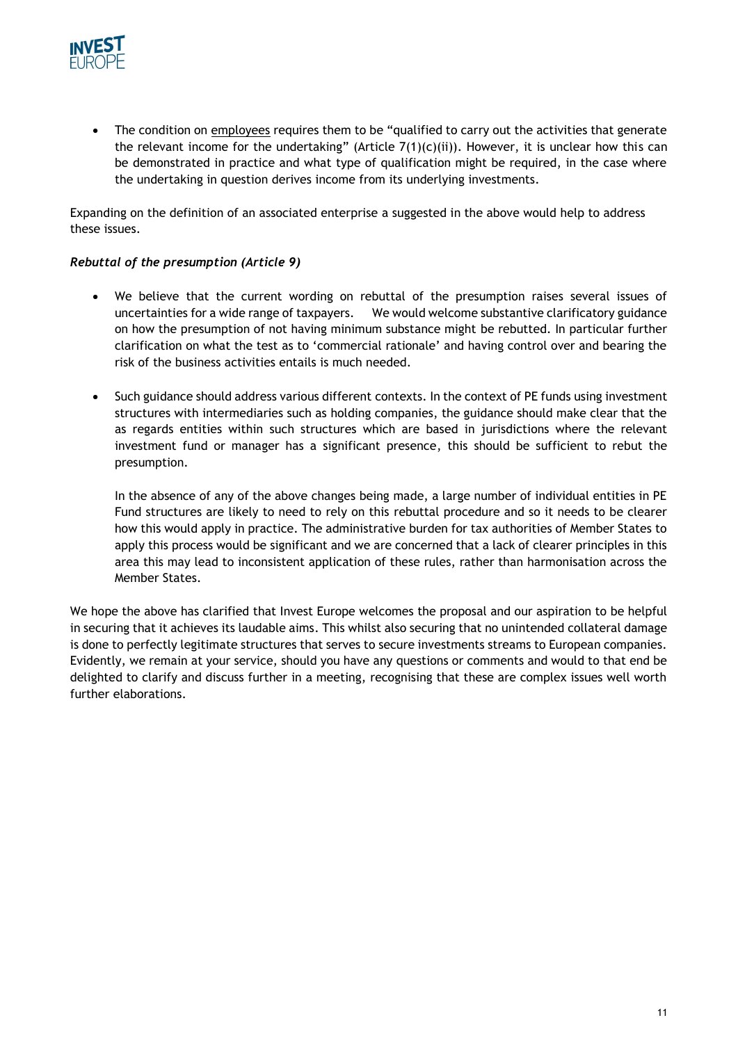- The condition on <u>employees</u> requires them to be "qualified to carry out the activities that generate the relevant income for the undertaking" (Article 7(1)(c)(ii)). However, it is unclear how this can be demonstrated in practice and what type of qualification might be required, in the case where the undertaking in question derives income from its underlying investments.

Expanding on the definition of an associated enterprise a suggested in the above would help to address these issues.

***Rebuttal of the presumption (Article 9)***

- We believe that the current wording on rebuttal of the presumption raises several issues of uncertainties for a wide range of taxpayers. We would welcome substantive clarificatory guidance on how the presumption of not having minimum substance might be rebutted. In particular further clarification on what the test as to 'commercial rationale' and having control over and bearing the risk of the business activities entails is much needed.

- Such guidance should address various different contexts. In the context of PE funds using investment structures with intermediaries such as holding companies, the guidance should make clear that the as regards entities within such structures which are based in jurisdictions where the relevant investment fund or manager has a significant presence, this should be sufficient to rebut the presumption.

  In the absence of any of the above changes being made, a large number of individual entities in PE Fund structures are likely to need to rely on this rebuttal procedure and so it needs to be clearer how this would apply in practice. The administrative burden for tax authorities of Member States to apply this process would be significant and we are concerned that a lack of clearer principles in this area this may lead to inconsistent application of these rules, rather than harmonisation across the Member States.

We hope the above has clarified that Invest Europe welcomes the proposal and our aspiration to be helpful in securing that it achieves its laudable aims. This whilst also securing that no unintended collateral damage is done to perfectly legitimate structures that serves to secure investments streams to European companies. Evidently, we remain at your service, should you have any questions or comments and would to that end be delighted to clarify and discuss further in a meeting, recognising that these are complex issues well worth further elaborations.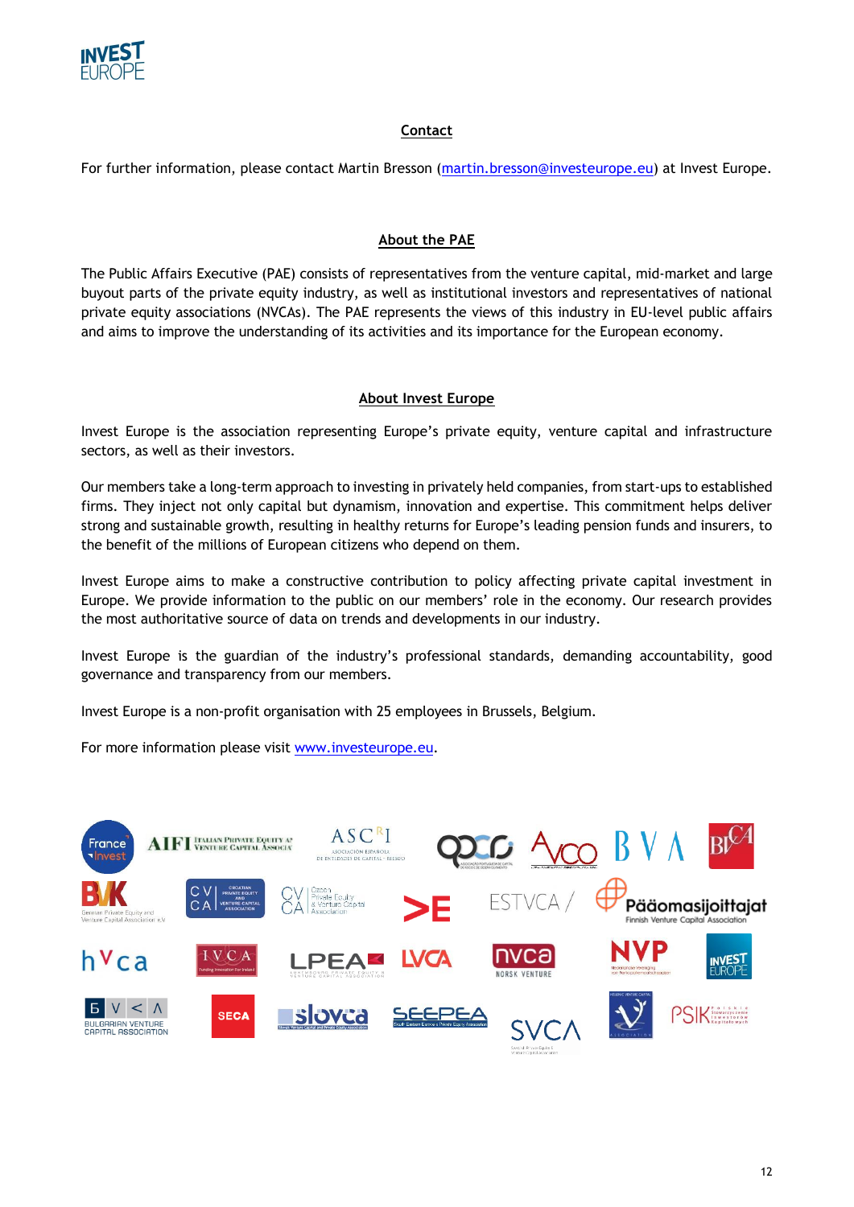## Contact

For further information, please contact Martin Bresson (martin.bresson@investeurope.eu) at Invest Europe.

## About the PAE

The Public Affairs Executive (PAE) consists of representatives from the venture capital, mid-market and large buyout parts of the private equity industry, as well as institutional investors and representatives of national private equity associations (NVCAs). The PAE represents the views of this industry in EU-level public affairs and aims to improve the understanding of its activities and its importance for the European economy.

## About Invest Europe

Invest Europe is the association representing Europe's private equity, venture capital and infrastructure sectors, as well as their investors.

Our members take a long-term approach to investing in privately held companies, from start-ups to established firms. They inject not only capital but dynamism, innovation and expertise. This commitment helps deliver strong and sustainable growth, resulting in healthy returns for Europe's leading pension funds and insurers, to the benefit of the millions of European citizens who depend on them.

Invest Europe aims to make a constructive contribution to policy affecting private capital investment in Europe. We provide information to the public on our members' role in the economy. Our research provides the most authoritative source of data on trends and developments in our industry.

Invest Europe is the guardian of the industry's professional standards, demanding accountability, good governance and transparency from our members.

Invest Europe is a non-profit organisation with 25 employees in Brussels, Belgium.

For more information please visit www.investeurope.eu.